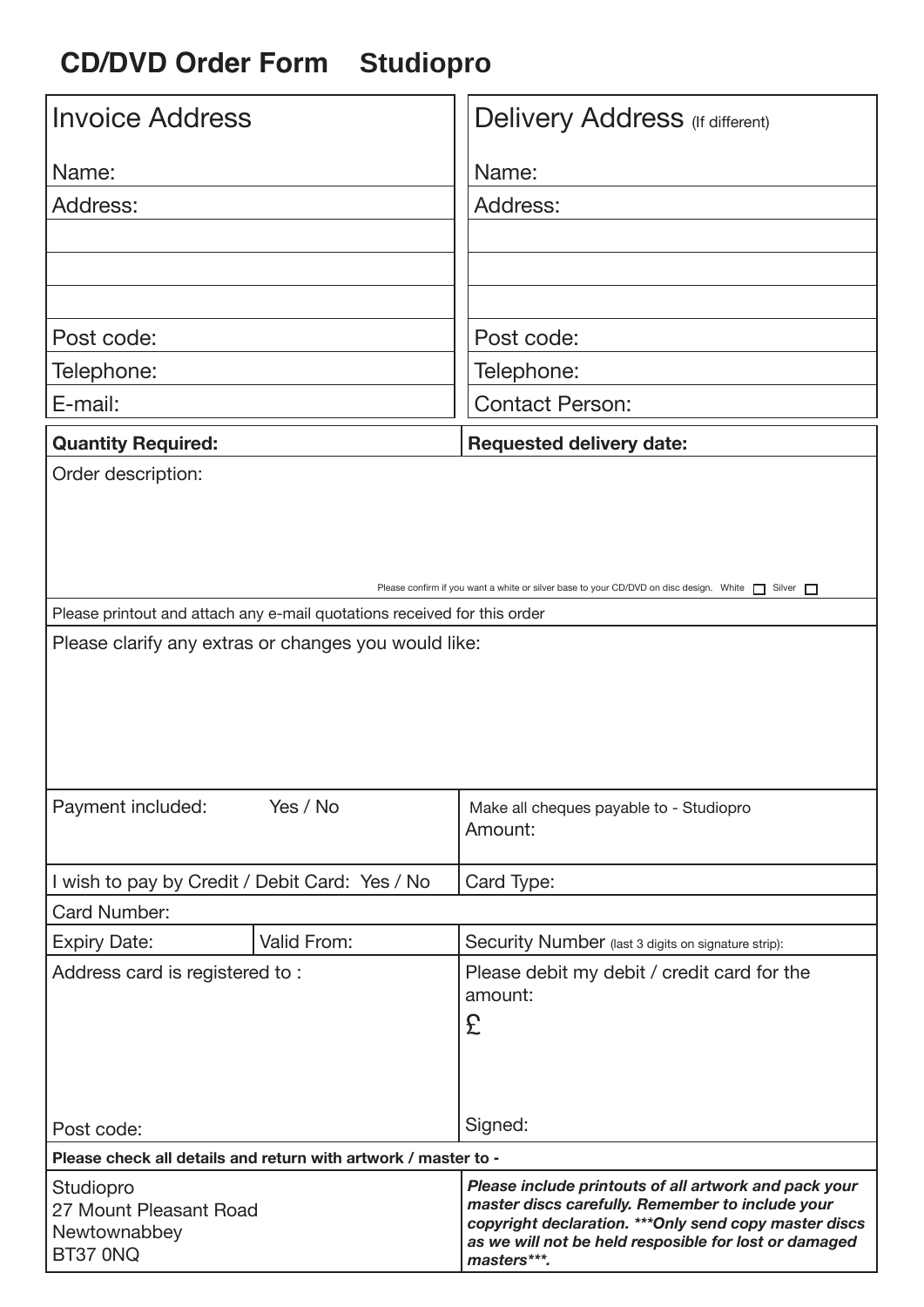# CD/DVD Order Form Studiopro

| Invoice Address | Delivery Address (If different) |
| --- | --- |
| Name: | Name: |
| Address: | Address: |
| | |
| | |
| | |
| Post code: | Post code: |
| Telephone: | Telephone: |
| E-mail: | Contact Person: |

| **Quantity Required:** | **Requested delivery date:** |
| --- | --- |

Order description:

Please confirm if you want a white or silver base to your CD/DVD on disc design. White ☐ Silver ☐

Please printout and attach any e-mail quotations received for this order

Please clarify any extras or changes you would like:

| Payment included: Yes / No | Make all cheques payable to - Studiopro<br>Amount: |
| --- | --- |
| I wish to pay by Credit / Debit Card: Yes / No | Card Type: |

Card Number:

| Expiry Date: | Valid From: | Security Number (last 3 digits on signature strip): |
| --- | --- | --- |

| Address card is registered to :<br><br>Post code: | Please debit my debit / credit card for the amount:<br>£<br><br>Signed: |
| --- | --- |

**Please check all details and return with artwork / master to -**

| Studiopro<br>27 Mount Pleasant Road<br>Newtownabbey<br>BT37 0NQ | ***Please include printouts of all artwork and pack your master discs carefully. Remember to include your copyright declaration. \*\*\*Only send copy master discs as we will not be held resposible for lost or damaged masters\*\*\*.*** |
| --- | --- |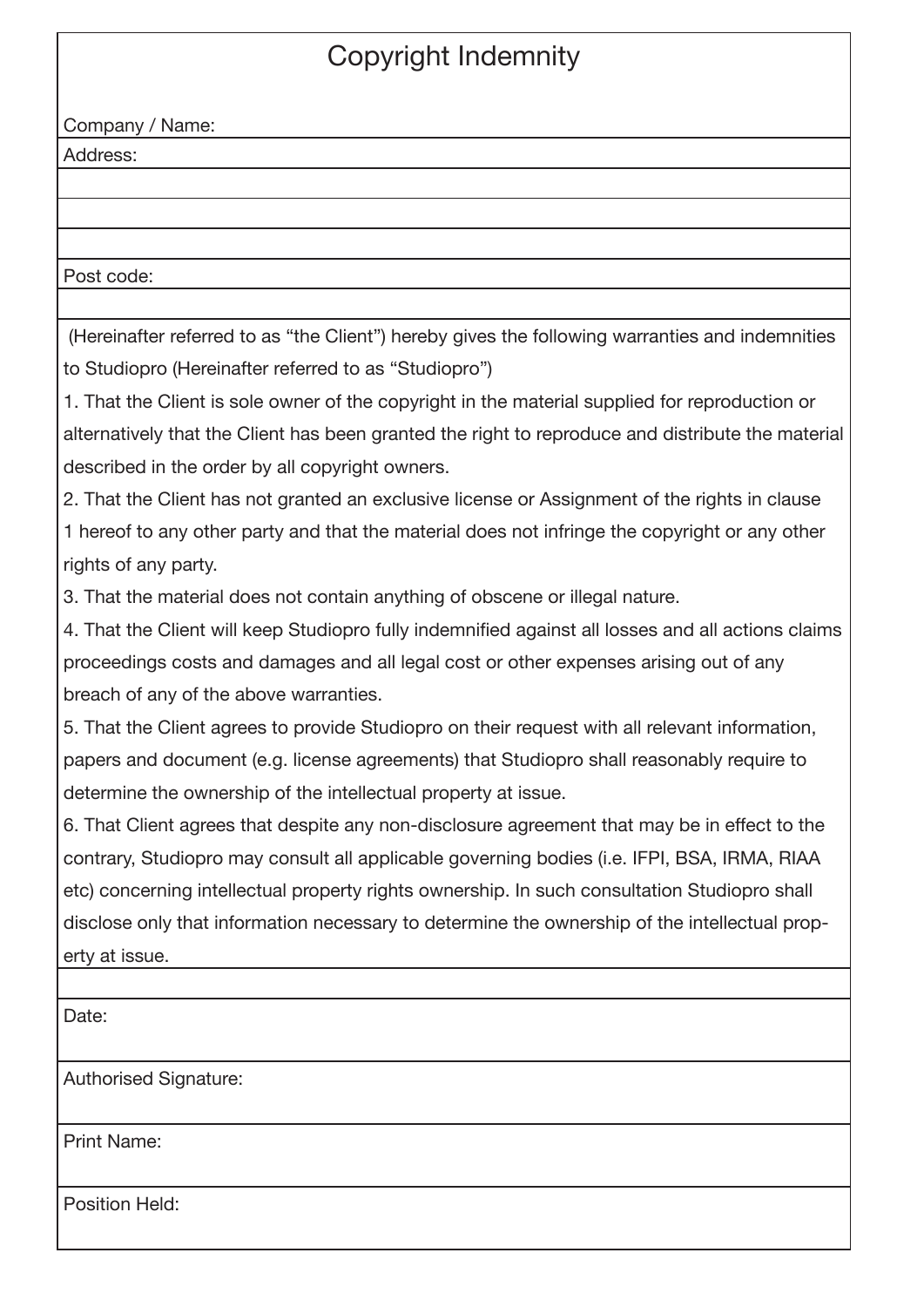# Copyright Indemnity

Company / Name:

Address:

Post code:

(Hereinafter referred to as "the Client") hereby gives the following warranties and indemnities to Studiopro (Hereinafter referred to as "Studiopro")

1. That the Client is sole owner of the copyright in the material supplied for reproduction or alternatively that the Client has been granted the right to reproduce and distribute the material described in the order by all copyright owners.
2. That the Client has not granted an exclusive license or Assignment of the rights in clause 1 hereof to any other party and that the material does not infringe the copyright or any other rights of any party.
3. That the material does not contain anything of obscene or illegal nature.
4. That the Client will keep Studiopro fully indemnified against all losses and all actions claims proceedings costs and damages and all legal cost or other expenses arising out of any breach of any of the above warranties.
5. That the Client agrees to provide Studiopro on their request with all relevant information, papers and document (e.g. license agreements) that Studiopro shall reasonably require to determine the ownership of the intellectual property at issue.
6. That Client agrees that despite any non-disclosure agreement that may be in effect to the contrary, Studiopro may consult all applicable governing bodies (i.e. IFPI, BSA, IRMA, RIAA etc) concerning intellectual property rights ownership. In such consultation Studiopro shall disclose only that information necessary to determine the ownership of the intellectual property at issue.

Date:

Authorised Signature:

Print Name:

Position Held: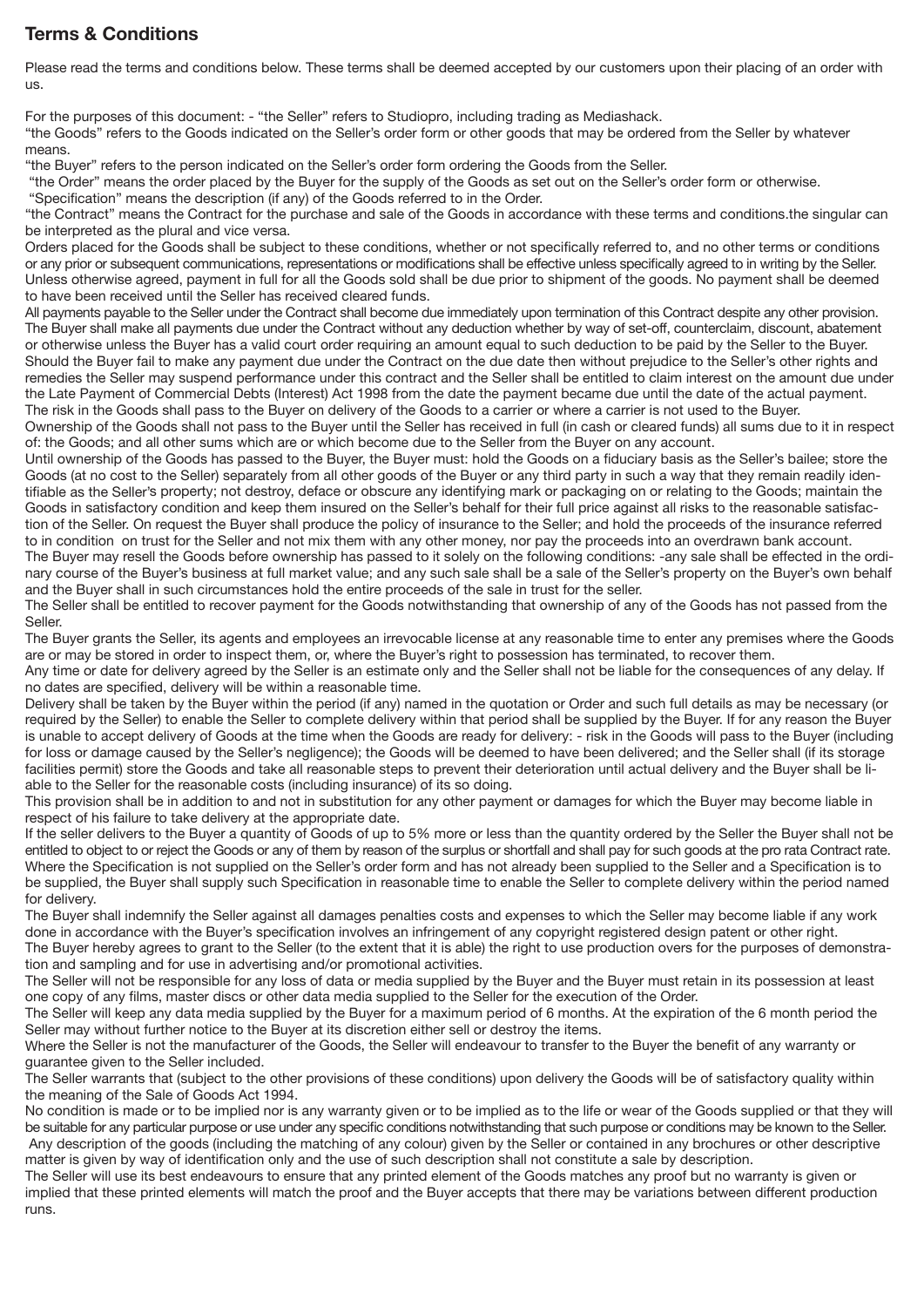## Terms & Conditions

Please read the terms and conditions below. These terms shall be deemed accepted by our customers upon their placing of an order with us.

For the purposes of this document: - "the Seller" refers to Studiopro, including trading as Mediashack.
"the Goods" refers to the Goods indicated on the Seller's order form or other goods that may be ordered from the Seller by whatever means.
"the Buyer" refers to the person indicated on the Seller's order form ordering the Goods from the Seller.
"the Order" means the order placed by the Buyer for the supply of the Goods as set out on the Seller's order form or otherwise.
"Specification" means the description (if any) of the Goods referred to in the Order.
"the Contract" means the Contract for the purchase and sale of the Goods in accordance with these terms and conditions.the singular can be interpreted as the plural and vice versa.
Orders placed for the Goods shall be subject to these conditions, whether or not specifically referred to, and no other terms or conditions or any prior or subsequent communications, representations or modifications shall be effective unless specifically agreed to in writing by the Seller.
Unless otherwise agreed, payment in full for all the Goods sold shall be due prior to shipment of the goods. No payment shall be deemed to have been received until the Seller has received cleared funds.
All payments payable to the Seller under the Contract shall become due immediately upon termination of this Contract despite any other provision.
The Buyer shall make all payments due under the Contract without any deduction whether by way of set-off, counterclaim, discount, abatement or otherwise unless the Buyer has a valid court order requiring an amount equal to such deduction to be paid by the Seller to the Buyer.
Should the Buyer fail to make any payment due under the Contract on the due date then without prejudice to the Seller's other rights and remedies the Seller may suspend performance under this contract and the Seller shall be entitled to claim interest on the amount due under the Late Payment of Commercial Debts (Interest) Act 1998 from the date the payment became due until the date of the actual payment.
The risk in the Goods shall pass to the Buyer on delivery of the Goods to a carrier or where a carrier is not used to the Buyer.
Ownership of the Goods shall not pass to the Buyer until the Seller has received in full (in cash or cleared funds) all sums due to it in respect of: the Goods; and all other sums which are or which become due to the Seller from the Buyer on any account.
Until ownership of the Goods has passed to the Buyer, the Buyer must: hold the Goods on a fiduciary basis as the Seller's bailee; store the Goods (at no cost to the Seller) separately from all other goods of the Buyer or any third party in such a way that they remain readily identifiable as the Seller's property; not destroy, deface or obscure any identifying mark or packaging on or relating to the Goods; maintain the Goods in satisfactory condition and keep them insured on the Seller's behalf for their full price against all risks to the reasonable satisfaction of the Seller. On request the Buyer shall produce the policy of insurance to the Seller; and hold the proceeds of the insurance referred to in condition on trust for the Seller and not mix them with any other money, nor pay the proceeds into an overdrawn bank account.
The Buyer may resell the Goods before ownership has passed to it solely on the following conditions: -any sale shall be effected in the ordinary course of the Buyer's business at full market value; and any such sale shall be a sale of the Seller's property on the Buyer's own behalf and the Buyer shall in such circumstances hold the entire proceeds of the sale in trust for the seller.
The Seller shall be entitled to recover payment for the Goods notwithstanding that ownership of any of the Goods has not passed from the Seller.
The Buyer grants the Seller, its agents and employees an irrevocable license at any reasonable time to enter any premises where the Goods are or may be stored in order to inspect them, or, where the Buyer's right to possession has terminated, to recover them.
Any time or date for delivery agreed by the Seller is an estimate only and the Seller shall not be liable for the consequences of any delay. If no dates are specified, delivery will be within a reasonable time.
Delivery shall be taken by the Buyer within the period (if any) named in the quotation or Order and such full details as may be necessary (or required by the Seller) to enable the Seller to complete delivery within that period shall be supplied by the Buyer. If for any reason the Buyer is unable to accept delivery of Goods at the time when the Goods are ready for delivery: - risk in the Goods will pass to the Buyer (including for loss or damage caused by the Seller's negligence); the Goods will be deemed to have been delivered; and the Seller shall (if its storage facilities permit) store the Goods and take all reasonable steps to prevent their deterioration until actual delivery and the Buyer shall be liable to the Seller for the reasonable costs (including insurance) of its so doing.
This provision shall be in addition to and not in substitution for any other payment or damages for which the Buyer may become liable in respect of his failure to take delivery at the appropriate date.
If the seller delivers to the Buyer a quantity of Goods of up to 5% more or less than the quantity ordered by the Seller the Buyer shall not be entitled to object to or reject the Goods or any of them by reason of the surplus or shortfall and shall pay for such goods at the pro rata Contract rate.
Where the Specification is not supplied on the Seller's order form and has not already been supplied to the Seller and a Specification is to be supplied, the Buyer shall supply such Specification in reasonable time to enable the Seller to complete delivery within the period named for delivery.
The Buyer shall indemnify the Seller against all damages penalties costs and expenses to which the Seller may become liable if any work done in accordance with the Buyer's specification involves an infringement of any copyright registered design patent or other right.
The Buyer hereby agrees to grant to the Seller (to the extent that it is able) the right to use production overs for the purposes of demonstration and sampling and for use in advertising and/or promotional activities.
The Seller will not be responsible for any loss of data or media supplied by the Buyer and the Buyer must retain in its possession at least one copy of any films, master discs or other data media supplied to the Seller for the execution of the Order.
The Seller will keep any data media supplied by the Buyer for a maximum period of 6 months. At the expiration of the 6 month period the Seller may without further notice to the Buyer at its discretion either sell or destroy the items.
Where the Seller is not the manufacturer of the Goods, the Seller will endeavour to transfer to the Buyer the benefit of any warranty or guarantee given to the Seller included.
The Seller warrants that (subject to the other provisions of these conditions) upon delivery the Goods will be of satisfactory quality within the meaning of the Sale of Goods Act 1994.
No condition is made or to be implied nor is any warranty given or to be implied as to the life or wear of the Goods supplied or that they will be suitable for any particular purpose or use under any specific conditions notwithstanding that such purpose or conditions may be known to the Seller.
Any description of the goods (including the matching of any colour) given by the Seller or contained in any brochures or other descriptive matter is given by way of identification only and the use of such description shall not constitute a sale by description.
The Seller will use its best endeavours to ensure that any printed element of the Goods matches any proof but no warranty is given or implied that these printed elements will match the proof and the Buyer accepts that there may be variations between different production runs.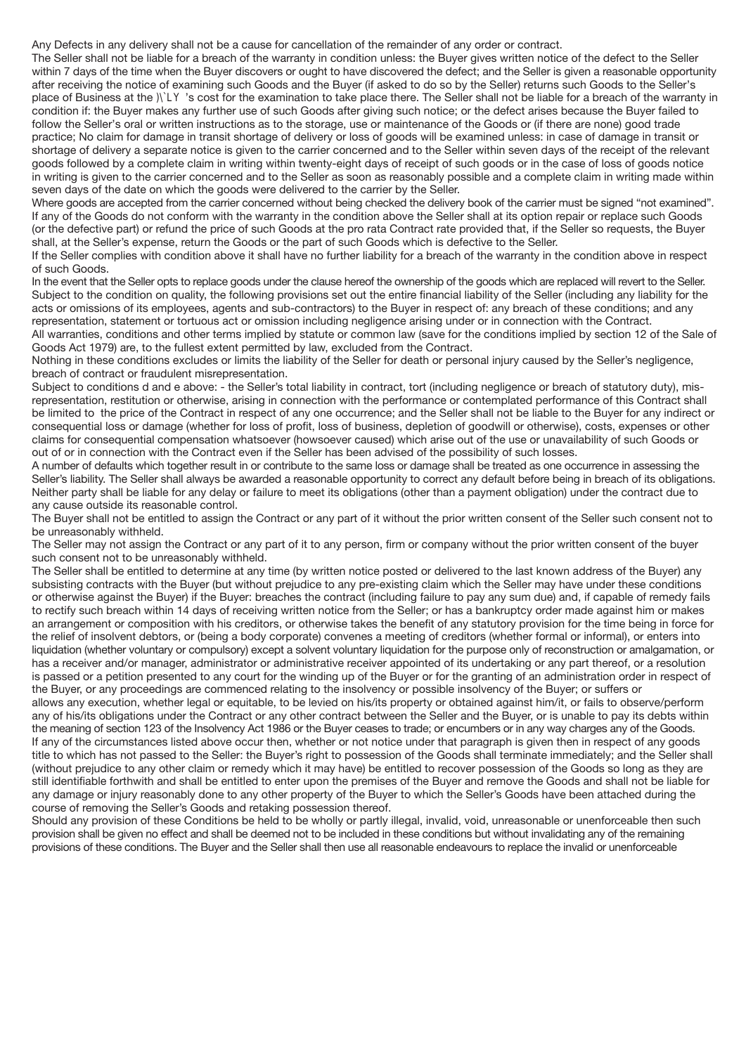Any Defects in any delivery shall not be a cause for cancellation of the remainder of any order or contract.

The Seller shall not be liable for a breach of the warranty in condition unless: the Buyer gives written notice of the defect to the Seller within 7 days of the time when the Buyer discovers or ought to have discovered the defect; and the Seller is given a reasonable opportunity after receiving the notice of examining such Goods and the Buyer (if asked to do so by the Seller) returns such Goods to the Seller's place of Business at the )\`LY 's cost for the examination to take place there. The Seller shall not be liable for a breach of the warranty in condition if: the Buyer makes any further use of such Goods after giving such notice; or the defect arises because the Buyer failed to follow the Seller's oral or written instructions as to the storage, use or maintenance of the Goods or (if there are none) good trade practice; No claim for damage in transit shortage of delivery or loss of goods will be examined unless: in case of damage in transit or shortage of delivery a separate notice is given to the carrier concerned and to the Seller within seven days of the receipt of the relevant goods followed by a complete claim in writing within twenty-eight days of receipt of such goods or in the case of loss of goods notice in writing is given to the carrier concerned and to the Seller as soon as reasonably possible and a complete claim in writing made within seven days of the date on which the goods were delivered to the carrier by the Seller.

Where goods are accepted from the carrier concerned without being checked the delivery book of the carrier must be signed "not examined".

If any of the Goods do not conform with the warranty in the condition above the Seller shall at its option repair or replace such Goods (or the defective part) or refund the price of such Goods at the pro rata Contract rate provided that, if the Seller so requests, the Buyer shall, at the Seller's expense, return the Goods or the part of such Goods which is defective to the Seller.

If the Seller complies with condition above it shall have no further liability for a breach of the warranty in the condition above in respect of such Goods.

In the event that the Seller opts to replace goods under the clause hereof the ownership of the goods which are replaced will revert to the Seller.

Subject to the condition on quality, the following provisions set out the entire financial liability of the Seller (including any liability for the acts or omissions of its employees, agents and sub-contractors) to the Buyer in respect of: any breach of these conditions; and any representation, statement or tortuous act or omission including negligence arising under or in connection with the Contract.

All warranties, conditions and other terms implied by statute or common law (save for the conditions implied by section 12 of the Sale of Goods Act 1979) are, to the fullest extent permitted by law, excluded from the Contract.

Nothing in these conditions excludes or limits the liability of the Seller for death or personal injury caused by the Seller's negligence, breach of contract or fraudulent misrepresentation.

Subject to conditions d and e above: - the Seller's total liability in contract, tort (including negligence or breach of statutory duty), misrepresentation, restitution or otherwise, arising in connection with the performance or contemplated performance of this Contract shall be limited to the price of the Contract in respect of any one occurrence; and the Seller shall not be liable to the Buyer for any indirect or consequential loss or damage (whether for loss of profit, loss of business, depletion of goodwill or otherwise), costs, expenses or other claims for consequential compensation whatsoever (howsoever caused) which arise out of the use or unavailability of such Goods or out of or in connection with the Contract even if the Seller has been advised of the possibility of such losses.

A number of defaults which together result in or contribute to the same loss or damage shall be treated as one occurrence in assessing the Seller's liability. The Seller shall always be awarded a reasonable opportunity to correct any default before being in breach of its obligations.

Neither party shall be liable for any delay or failure to meet its obligations (other than a payment obligation) under the contract due to any cause outside its reasonable control.

The Buyer shall not be entitled to assign the Contract or any part of it without the prior written consent of the Seller such consent not to be unreasonably withheld.

The Seller may not assign the Contract or any part of it to any person, firm or company without the prior written consent of the buyer such consent not to be unreasonably withheld.

The Seller shall be entitled to determine at any time (by written notice posted or delivered to the last known address of the Buyer) any subsisting contracts with the Buyer (but without prejudice to any pre-existing claim which the Seller may have under these conditions or otherwise against the Buyer) if the Buyer: breaches the contract (including failure to pay any sum due) and, if capable of remedy fails to rectify such breach within 14 days of receiving written notice from the Seller; or has a bankruptcy order made against him or makes an arrangement or composition with his creditors, or otherwise takes the benefit of any statutory provision for the time being in force for the relief of insolvent debtors, or (being a body corporate) convenes a meeting of creditors (whether formal or informal), or enters into liquidation (whether voluntary or compulsory) except a solvent voluntary liquidation for the purpose only of reconstruction or amalgamation, or has a receiver and/or manager, administrator or administrative receiver appointed of its undertaking or any part thereof, or a resolution is passed or a petition presented to any court for the winding up of the Buyer or for the granting of an administration order in respect of the Buyer, or any proceedings are commenced relating to the insolvency or possible insolvency of the Buyer; or suffers or allows any execution, whether legal or equitable, to be levied on his/its property or obtained against him/it, or fails to observe/perform any of his/its obligations under the Contract or any other contract between the Seller and the Buyer, or is unable to pay its debts within the meaning of section 123 of the Insolvency Act 1986 or the Buyer ceases to trade; or encumbers or in any way charges any of the Goods.

If any of the circumstances listed above occur then, whether or not notice under that paragraph is given then in respect of any goods title to which has not passed to the Seller: the Buyer's right to possession of the Goods shall terminate immediately; and the Seller shall (without prejudice to any other claim or remedy which it may have) be entitled to recover possession of the Goods so long as they are still identifiable forthwith and shall be entitled to enter upon the premises of the Buyer and remove the Goods and shall not be liable for any damage or injury reasonably done to any other property of the Buyer to which the Seller's Goods have been attached during the course of removing the Seller's Goods and retaking possession thereof.

Should any provision of these Conditions be held to be wholly or partly illegal, invalid, void, unreasonable or unenforceable then such provision shall be given no effect and shall be deemed not to be included in these conditions but without invalidating any of the remaining provisions of these conditions. The Buyer and the Seller shall then use all reasonable endeavours to replace the invalid or unenforceable